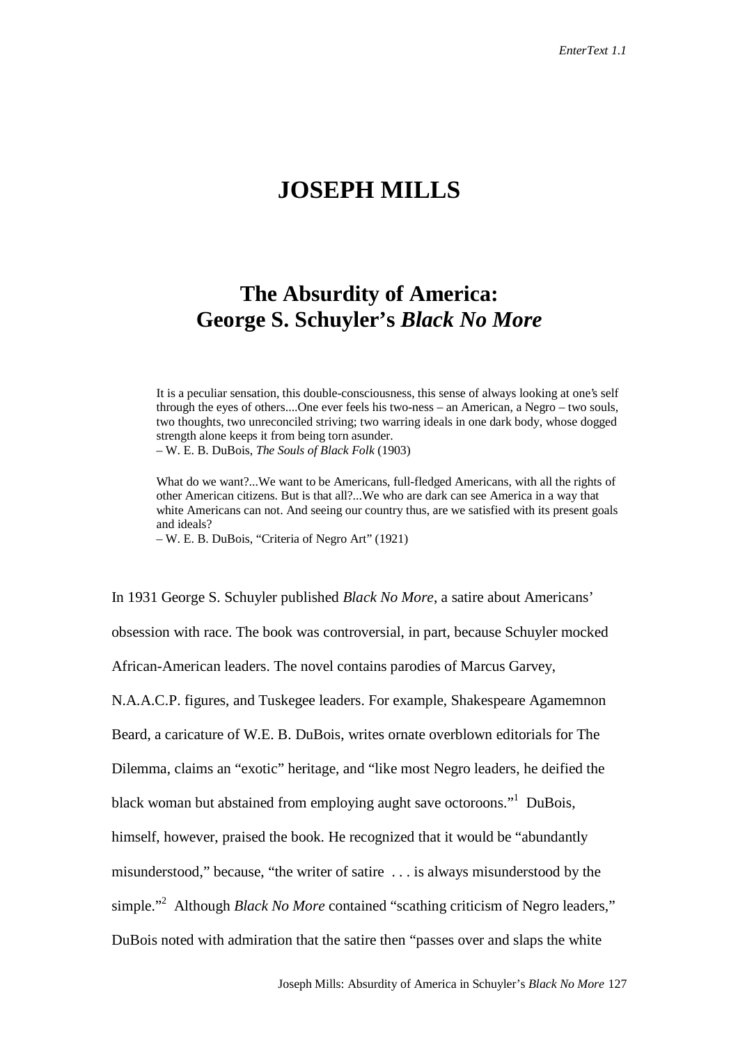# JOSEPH MILLS

## The Absurdity of America: George S. Schuyler's *Black No More*

> It is a peculiar sensation, this double-consciousness, this sense of always looking at one's self through the eyes of others....One ever feels his two-ness – an American, a Negro – two souls, two thoughts, two unreconciled striving; two warring ideals in one dark body, whose dogged strength alone keeps it from being torn asunder.
> – W. E. B. DuBois, *The Souls of Black Folk* (1903)

> What do we want?...We want to be Americans, full-fledged Americans, with all the rights of other American citizens. But is that all?...We who are dark can see America in a way that white Americans can not. And seeing our country thus, are we satisfied with its present goals and ideals?
> – W. E. B. DuBois, "Criteria of Negro Art" (1921)

In 1931 George S. Schuyler published *Black No More*, a satire about Americans' obsession with race. The book was controversial, in part, because Schuyler mocked African-American leaders. The novel contains parodies of Marcus Garvey, N.A.A.C.P. figures, and Tuskegee leaders. For example, Shakespeare Agamemnon Beard, a caricature of W.E. B. DuBois, writes ornate overblown editorials for The Dilemma, claims an "exotic" heritage, and "like most Negro leaders, he deified the black woman but abstained from employing aught save octoroons."[1] DuBois, himself, however, praised the book. He recognized that it would be "abundantly misunderstood," because, "the writer of satire . . . is always misunderstood by the simple."[2] Although *Black No More* contained "scathing criticism of Negro leaders," DuBois noted with admiration that the satire then "passes over and slaps the white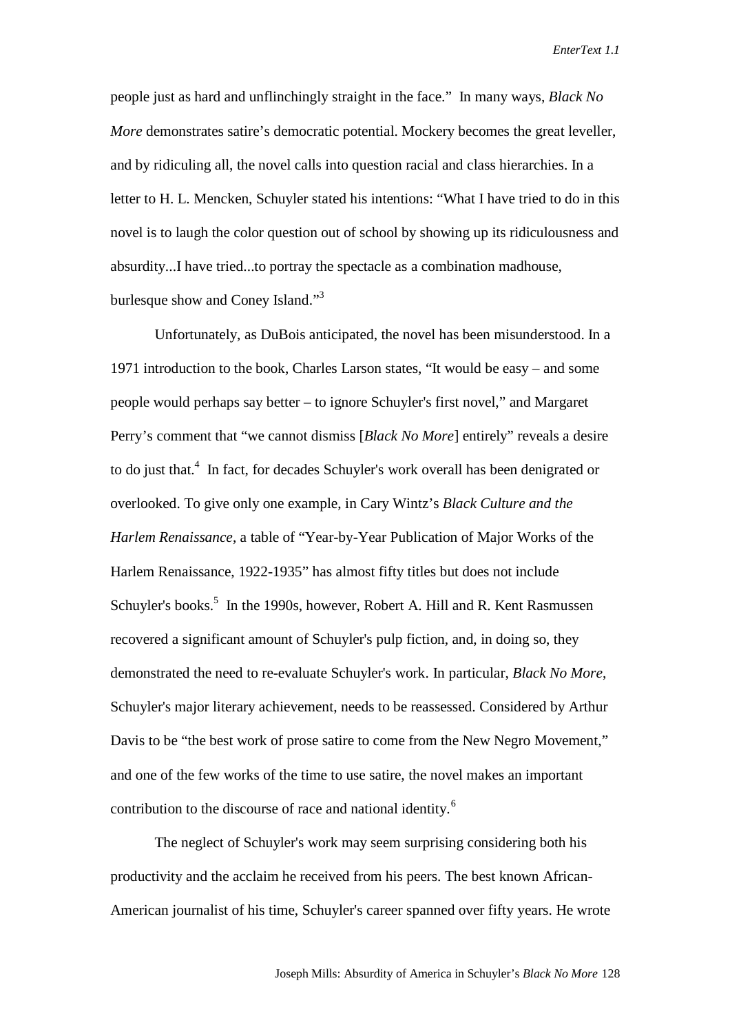people just as hard and unflinchingly straight in the face." In many ways, *Black No More* demonstrates satire's democratic potential. Mockery becomes the great leveller, and by ridiculing all, the novel calls into question racial and class hierarchies. In a letter to H. L. Mencken, Schuyler stated his intentions: "What I have tried to do in this novel is to laugh the color question out of school by showing up its ridiculousness and absurdity...I have tried...to portray the spectacle as a combination madhouse, burlesque show and Coney Island."[3]

Unfortunately, as DuBois anticipated, the novel has been misunderstood. In a 1971 introduction to the book, Charles Larson states, "It would be easy – and some people would perhaps say better – to ignore Schuyler's first novel," and Margaret Perry's comment that "we cannot dismiss [*Black No More*] entirely" reveals a desire to do just that.[4] In fact, for decades Schuyler's work overall has been denigrated or overlooked. To give only one example, in Cary Wintz's *Black Culture and the Harlem Renaissance*, a table of "Year-by-Year Publication of Major Works of the Harlem Renaissance, 1922-1935" has almost fifty titles but does not include Schuyler's books.[5] In the 1990s, however, Robert A. Hill and R. Kent Rasmussen recovered a significant amount of Schuyler's pulp fiction, and, in doing so, they demonstrated the need to re-evaluate Schuyler's work. In particular, *Black No More*, Schuyler's major literary achievement, needs to be reassessed. Considered by Arthur Davis to be "the best work of prose satire to come from the New Negro Movement," and one of the few works of the time to use satire, the novel makes an important contribution to the discourse of race and national identity.[6]

The neglect of Schuyler's work may seem surprising considering both his productivity and the acclaim he received from his peers. The best known African-American journalist of his time, Schuyler's career spanned over fifty years. He wrote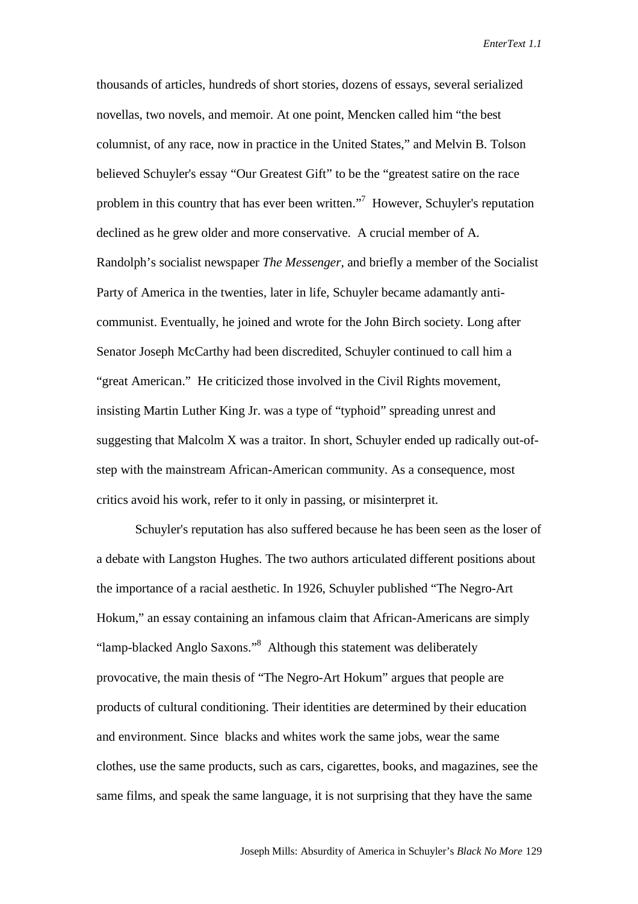thousands of articles, hundreds of short stories, dozens of essays, several serialized novellas, two novels, and memoir. At one point, Mencken called him "the best columnist, of any race, now in practice in the United States," and Melvin B. Tolson believed Schuyler's essay "Our Greatest Gift" to be the "greatest satire on the race problem in this country that has ever been written."[7] However, Schuyler's reputation declined as he grew older and more conservative. A crucial member of A. Randolph's socialist newspaper *The Messenger*, and briefly a member of the Socialist Party of America in the twenties, later in life, Schuyler became adamantly anti-communist. Eventually, he joined and wrote for the John Birch society. Long after Senator Joseph McCarthy had been discredited, Schuyler continued to call him a "great American." He criticized those involved in the Civil Rights movement, insisting Martin Luther King Jr. was a type of "typhoid" spreading unrest and suggesting that Malcolm X was a traitor. In short, Schuyler ended up radically out-of-step with the mainstream African-American community. As a consequence, most critics avoid his work, refer to it only in passing, or misinterpret it.

Schuyler's reputation has also suffered because he has been seen as the loser of a debate with Langston Hughes. The two authors articulated different positions about the importance of a racial aesthetic. In 1926, Schuyler published "The Negro-Art Hokum," an essay containing an infamous claim that African-Americans are simply "lamp-blacked Anglo Saxons."[8] Although this statement was deliberately provocative, the main thesis of "The Negro-Art Hokum" argues that people are products of cultural conditioning. Their identities are determined by their education and environment. Since blacks and whites work the same jobs, wear the same clothes, use the same products, such as cars, cigarettes, books, and magazines, see the same films, and speak the same language, it is not surprising that they have the same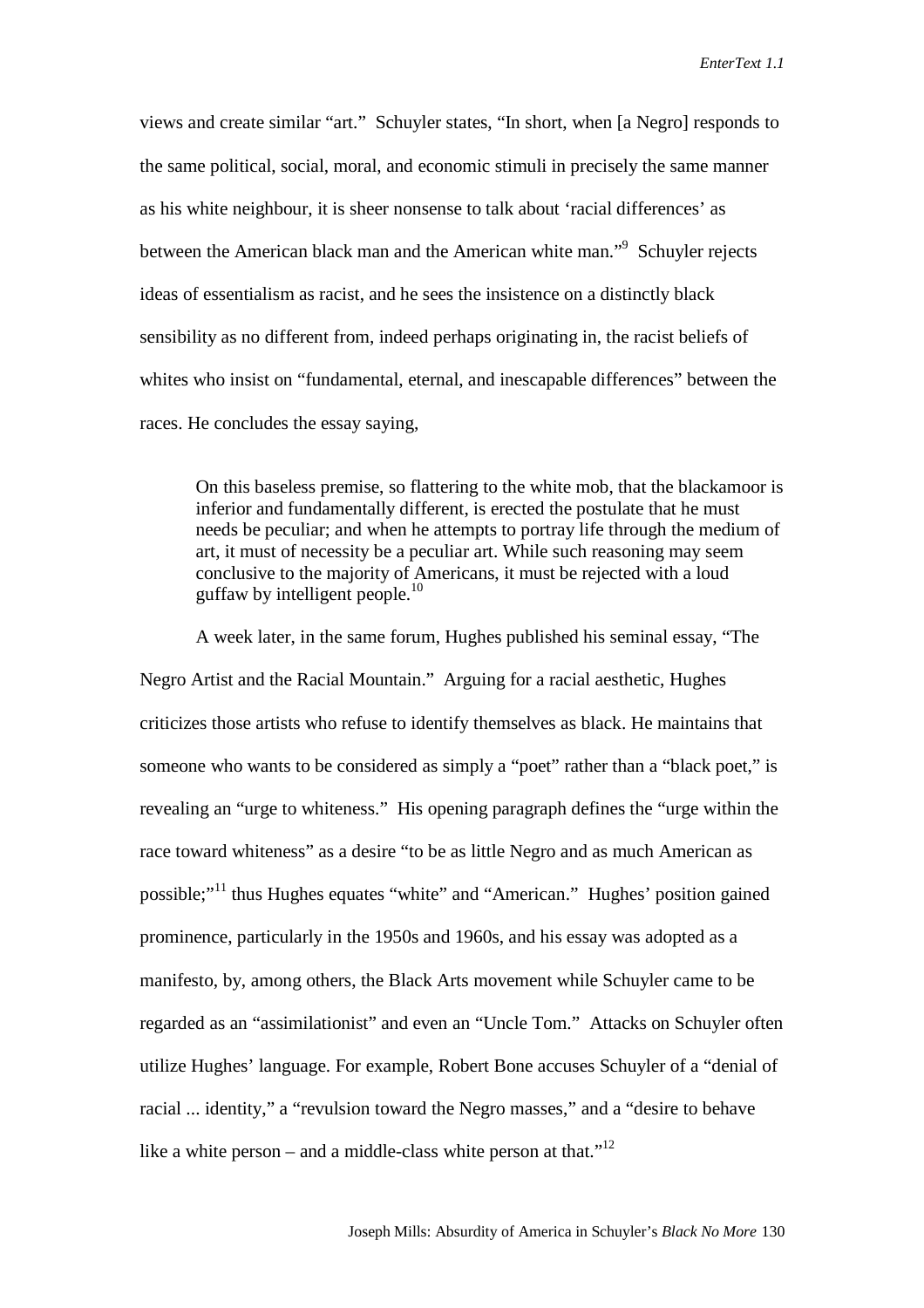views and create similar "art." Schuyler states, "In short, when [a Negro] responds to the same political, social, moral, and economic stimuli in precisely the same manner as his white neighbour, it is sheer nonsense to talk about 'racial differences' as between the American black man and the American white man."[9] Schuyler rejects ideas of essentialism as racist, and he sees the insistence on a distinctly black sensibility as no different from, indeed perhaps originating in, the racist beliefs of whites who insist on "fundamental, eternal, and inescapable differences" between the races. He concludes the essay saying,

> On this baseless premise, so flattering to the white mob, that the blackamoor is inferior and fundamentally different, is erected the postulate that he must needs be peculiar; and when he attempts to portray life through the medium of art, it must of necessity be a peculiar art. While such reasoning may seem conclusive to the majority of Americans, it must be rejected with a loud guffaw by intelligent people.[10]

A week later, in the same forum, Hughes published his seminal essay, "The Negro Artist and the Racial Mountain." Arguing for a racial aesthetic, Hughes criticizes those artists who refuse to identify themselves as black. He maintains that someone who wants to be considered as simply a "poet" rather than a "black poet," is revealing an "urge to whiteness." His opening paragraph defines the "urge within the race toward whiteness" as a desire "to be as little Negro and as much American as possible;"[11] thus Hughes equates "white" and "American." Hughes' position gained prominence, particularly in the 1950s and 1960s, and his essay was adopted as a manifesto, by, among others, the Black Arts movement while Schuyler came to be regarded as an "assimilationist" and even an "Uncle Tom." Attacks on Schuyler often utilize Hughes' language. For example, Robert Bone accuses Schuyler of a "denial of racial ... identity," a "revulsion toward the Negro masses," and a "desire to behave like a white person – and a middle-class white person at that."[12]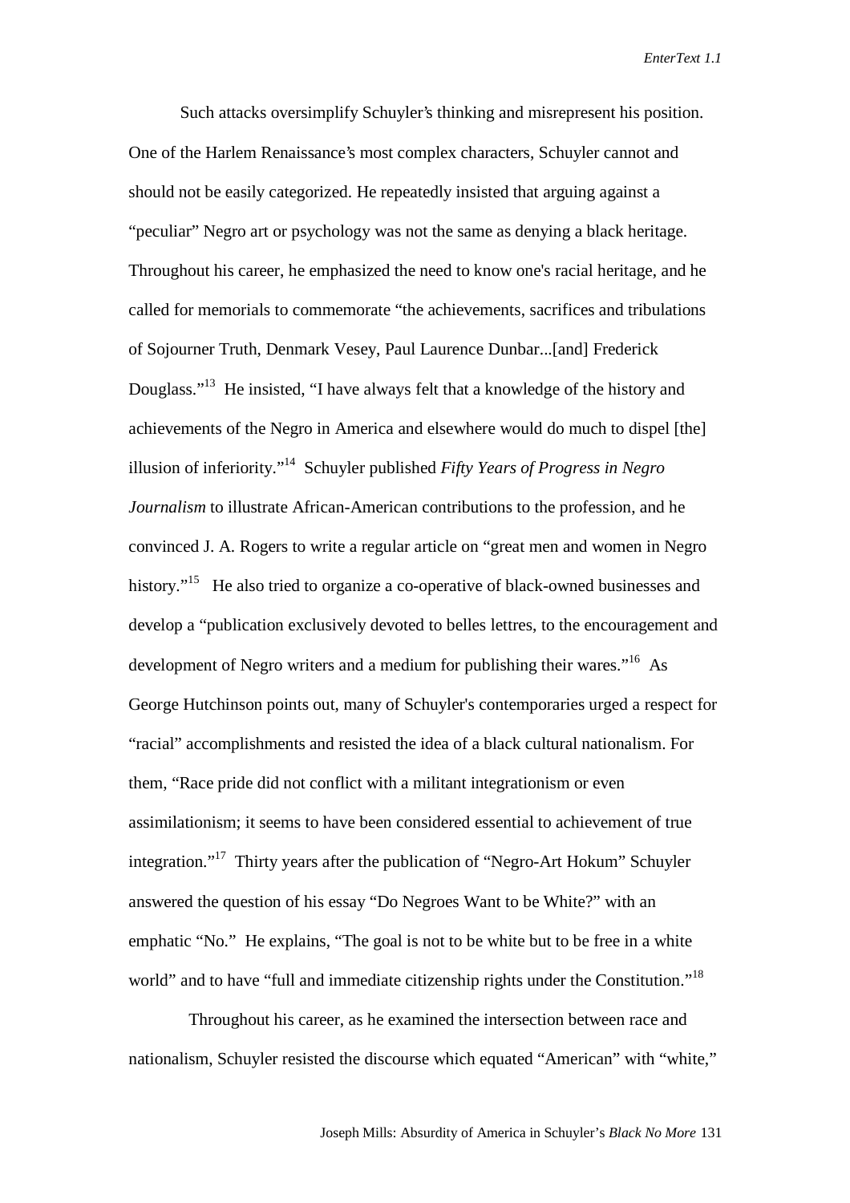Such attacks oversimplify Schuyler's thinking and misrepresent his position. One of the Harlem Renaissance's most complex characters, Schuyler cannot and should not be easily categorized. He repeatedly insisted that arguing against a "peculiar" Negro art or psychology was not the same as denying a black heritage. Throughout his career, he emphasized the need to know one's racial heritage, and he called for memorials to commemorate "the achievements, sacrifices and tribulations of Sojourner Truth, Denmark Vesey, Paul Laurence Dunbar...[and] Frederick Douglass."[13] He insisted, "I have always felt that a knowledge of the history and achievements of the Negro in America and elsewhere would do much to dispel [the] illusion of inferiority."[14] Schuyler published *Fifty Years of Progress in Negro Journalism* to illustrate African-American contributions to the profession, and he convinced J. A. Rogers to write a regular article on "great men and women in Negro history."[15] He also tried to organize a co-operative of black-owned businesses and develop a "publication exclusively devoted to belles lettres, to the encouragement and development of Negro writers and a medium for publishing their wares."[16] As George Hutchinson points out, many of Schuyler's contemporaries urged a respect for "racial" accomplishments and resisted the idea of a black cultural nationalism. For them, "Race pride did not conflict with a militant integrationism or even assimilationism; it seems to have been considered essential to achievement of true integration."[17] Thirty years after the publication of "Negro-Art Hokum" Schuyler answered the question of his essay "Do Negroes Want to be White?" with an emphatic "No." He explains, "The goal is not to be white but to be free in a white world" and to have "full and immediate citizenship rights under the Constitution."[18]

Throughout his career, as he examined the intersection between race and nationalism, Schuyler resisted the discourse which equated "American" with "white,"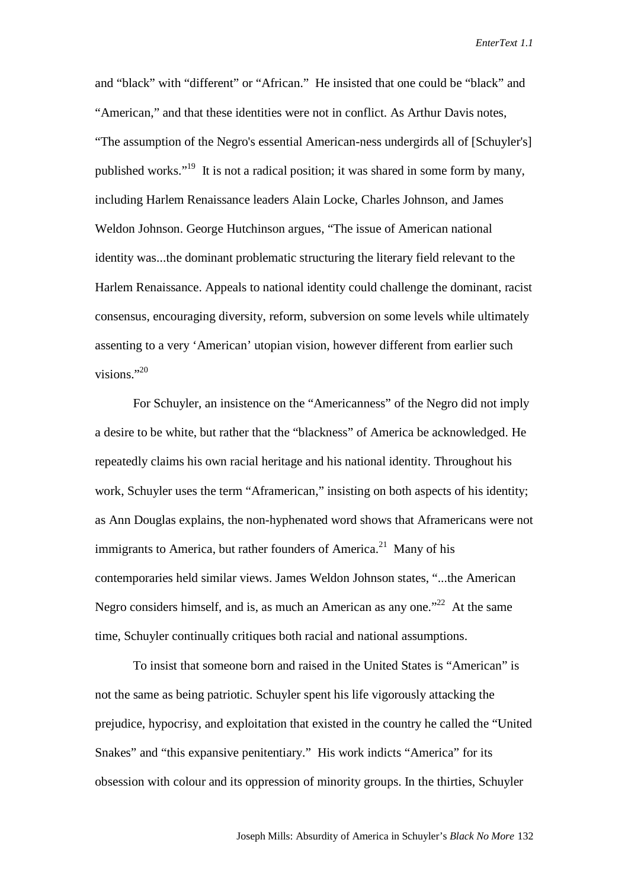and "black" with "different" or "African." He insisted that one could be "black" and "American," and that these identities were not in conflict. As Arthur Davis notes, "The assumption of the Negro's essential American-ness undergirds all of [Schuyler's] published works."[19] It is not a radical position; it was shared in some form by many, including Harlem Renaissance leaders Alain Locke, Charles Johnson, and James Weldon Johnson. George Hutchinson argues, "The issue of American national identity was...the dominant problematic structuring the literary field relevant to the Harlem Renaissance. Appeals to national identity could challenge the dominant, racist consensus, encouraging diversity, reform, subversion on some levels while ultimately assenting to a very 'American' utopian vision, however different from earlier such visions."[20]

For Schuyler, an insistence on the "Americanness" of the Negro did not imply a desire to be white, but rather that the "blackness" of America be acknowledged. He repeatedly claims his own racial heritage and his national identity. Throughout his work, Schuyler uses the term "Aframerican," insisting on both aspects of his identity; as Ann Douglas explains, the non-hyphenated word shows that Aframericans were not immigrants to America, but rather founders of America.[21] Many of his contemporaries held similar views. James Weldon Johnson states, "...the American Negro considers himself, and is, as much an American as any one."[22] At the same time, Schuyler continually critiques both racial and national assumptions.

To insist that someone born and raised in the United States is "American" is not the same as being patriotic. Schuyler spent his life vigorously attacking the prejudice, hypocrisy, and exploitation that existed in the country he called the "United Snakes" and "this expansive penitentiary." His work indicts "America" for its obsession with colour and its oppression of minority groups. In the thirties, Schuyler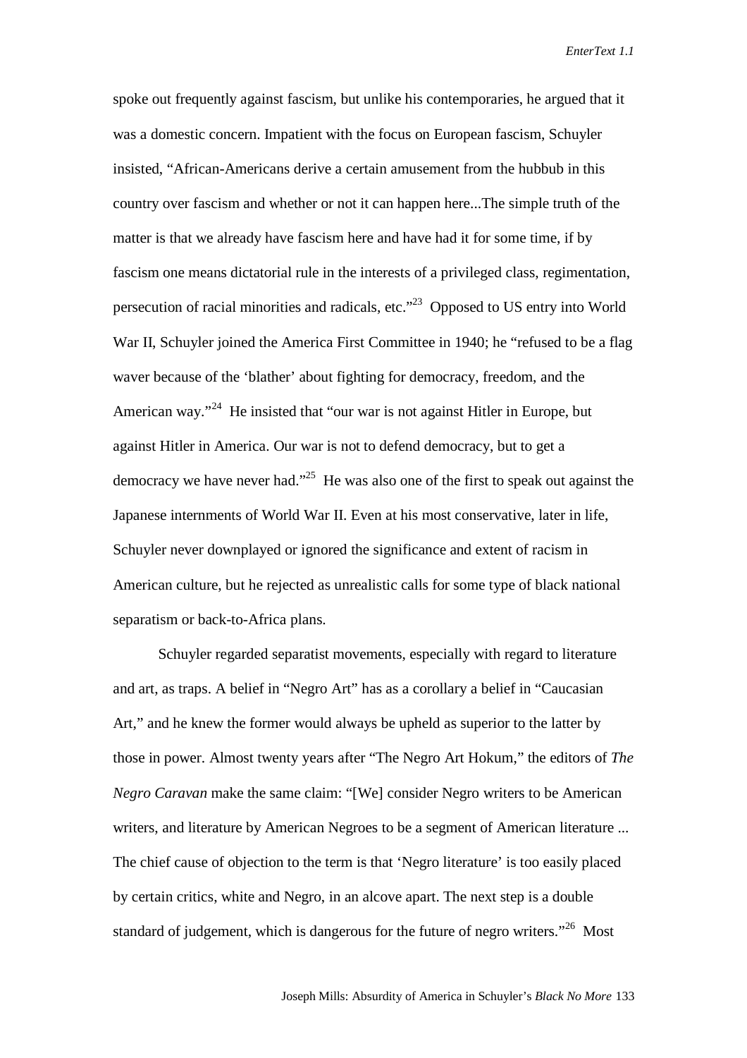spoke out frequently against fascism, but unlike his contemporaries, he argued that it was a domestic concern. Impatient with the focus on European fascism, Schuyler insisted, "African-Americans derive a certain amusement from the hubbub in this country over fascism and whether or not it can happen here...The simple truth of the matter is that we already have fascism here and have had it for some time, if by fascism one means dictatorial rule in the interests of a privileged class, regimentation, persecution of racial minorities and radicals, etc."[23] Opposed to US entry into World War II, Schuyler joined the America First Committee in 1940; he "refused to be a flag waver because of the 'blather' about fighting for democracy, freedom, and the American way."[24] He insisted that "our war is not against Hitler in Europe, but against Hitler in America. Our war is not to defend democracy, but to get a democracy we have never had."[25] He was also one of the first to speak out against the Japanese internments of World War II. Even at his most conservative, later in life, Schuyler never downplayed or ignored the significance and extent of racism in American culture, but he rejected as unrealistic calls for some type of black national separatism or back-to-Africa plans.

Schuyler regarded separatist movements, especially with regard to literature and art, as traps. A belief in "Negro Art" has as a corollary a belief in "Caucasian Art," and he knew the former would always be upheld as superior to the latter by those in power. Almost twenty years after "The Negro Art Hokum," the editors of *The Negro Caravan* make the same claim: "[We] consider Negro writers to be American writers, and literature by American Negroes to be a segment of American literature ... The chief cause of objection to the term is that 'Negro literature' is too easily placed by certain critics, white and Negro, in an alcove apart. The next step is a double standard of judgement, which is dangerous for the future of negro writers."[26] Most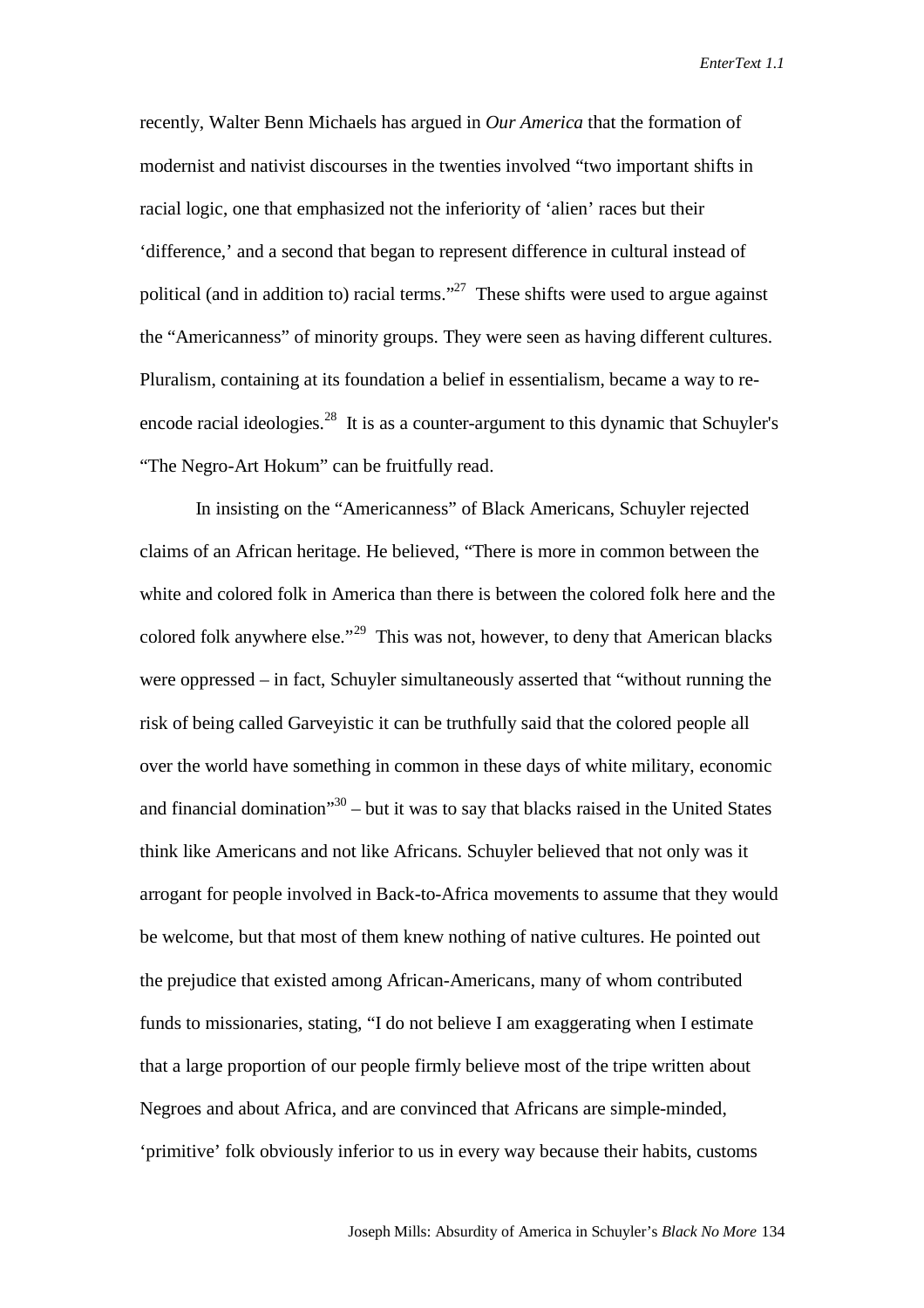recently, Walter Benn Michaels has argued in *Our America* that the formation of modernist and nativist discourses in the twenties involved "two important shifts in racial logic, one that emphasized not the inferiority of 'alien' races but their 'difference,' and a second that began to represent difference in cultural instead of political (and in addition to) racial terms."[27] These shifts were used to argue against the "Americanness" of minority groups. They were seen as having different cultures. Pluralism, containing at its foundation a belief in essentialism, became a way to re-encode racial ideologies.[28] It is as a counter-argument to this dynamic that Schuyler's "The Negro-Art Hokum" can be fruitfully read.

In insisting on the "Americanness" of Black Americans, Schuyler rejected claims of an African heritage. He believed, "There is more in common between the white and colored folk in America than there is between the colored folk here and the colored folk anywhere else."[29] This was not, however, to deny that American blacks were oppressed – in fact, Schuyler simultaneously asserted that "without running the risk of being called Garveyistic it can be truthfully said that the colored people all over the world have something in common in these days of white military, economic and financial domination"[30] – but it was to say that blacks raised in the United States think like Americans and not like Africans. Schuyler believed that not only was it arrogant for people involved in Back-to-Africa movements to assume that they would be welcome, but that most of them knew nothing of native cultures. He pointed out the prejudice that existed among African-Americans, many of whom contributed funds to missionaries, stating, "I do not believe I am exaggerating when I estimate that a large proportion of our people firmly believe most of the tripe written about Negroes and about Africa, and are convinced that Africans are simple-minded, 'primitive' folk obviously inferior to us in every way because their habits, customs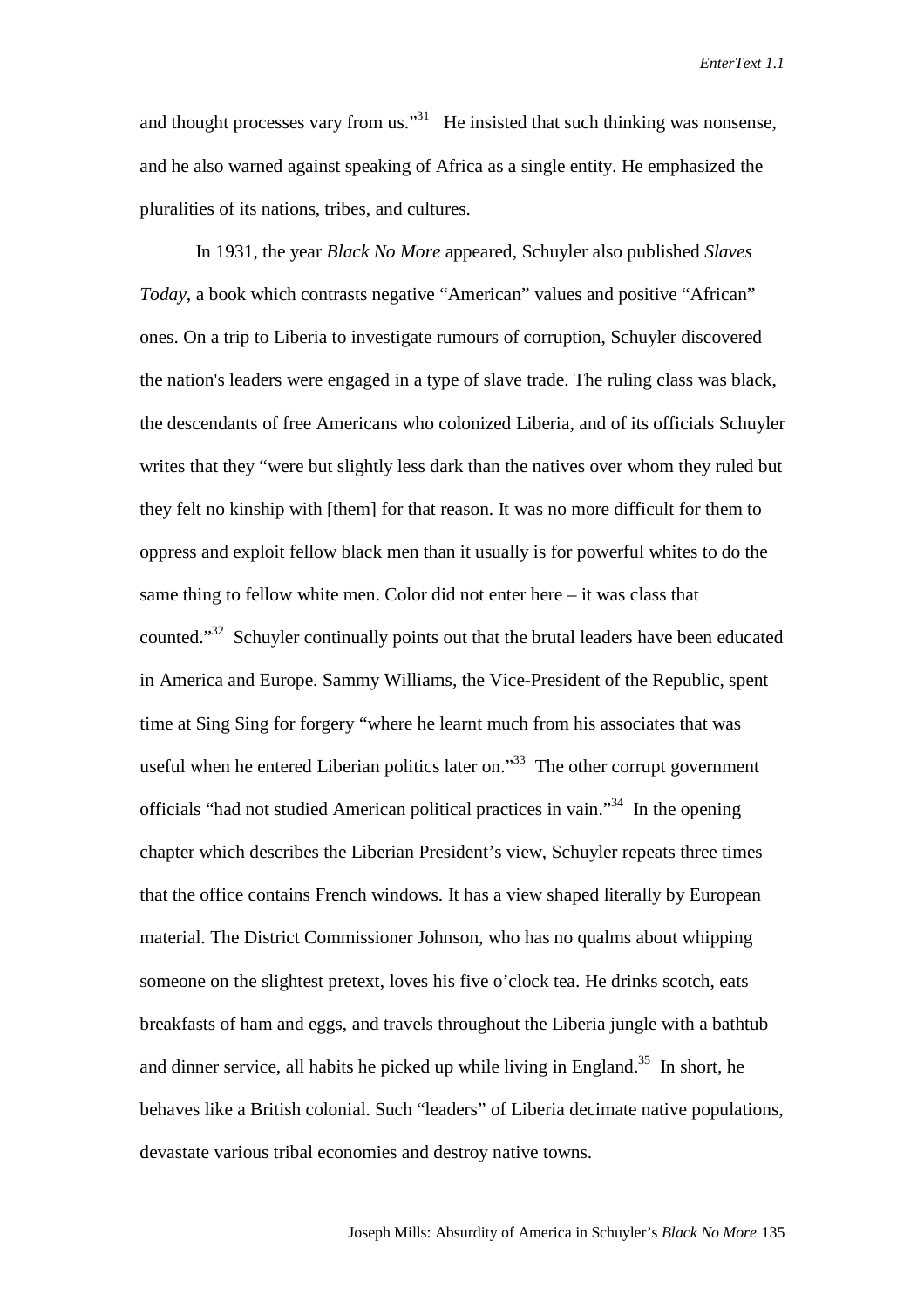and thought processes vary from us."[31] He insisted that such thinking was nonsense, and he also warned against speaking of Africa as a single entity. He emphasized the pluralities of its nations, tribes, and cultures.

In 1931, the year *Black No More* appeared, Schuyler also published *Slaves Today*, a book which contrasts negative "American" values and positive "African" ones. On a trip to Liberia to investigate rumours of corruption, Schuyler discovered the nation's leaders were engaged in a type of slave trade. The ruling class was black, the descendants of free Americans who colonized Liberia, and of its officials Schuyler writes that they "were but slightly less dark than the natives over whom they ruled but they felt no kinship with [them] for that reason. It was no more difficult for them to oppress and exploit fellow black men than it usually is for powerful whites to do the same thing to fellow white men. Color did not enter here – it was class that counted."[32] Schuyler continually points out that the brutal leaders have been educated in America and Europe. Sammy Williams, the Vice-President of the Republic, spent time at Sing Sing for forgery "where he learnt much from his associates that was useful when he entered Liberian politics later on."[33] The other corrupt government officials "had not studied American political practices in vain."[34] In the opening chapter which describes the Liberian President's view, Schuyler repeats three times that the office contains French windows. It has a view shaped literally by European material. The District Commissioner Johnson, who has no qualms about whipping someone on the slightest pretext, loves his five o'clock tea. He drinks scotch, eats breakfasts of ham and eggs, and travels throughout the Liberia jungle with a bathtub and dinner service, all habits he picked up while living in England.[35] In short, he behaves like a British colonial. Such "leaders" of Liberia decimate native populations, devastate various tribal economies and destroy native towns.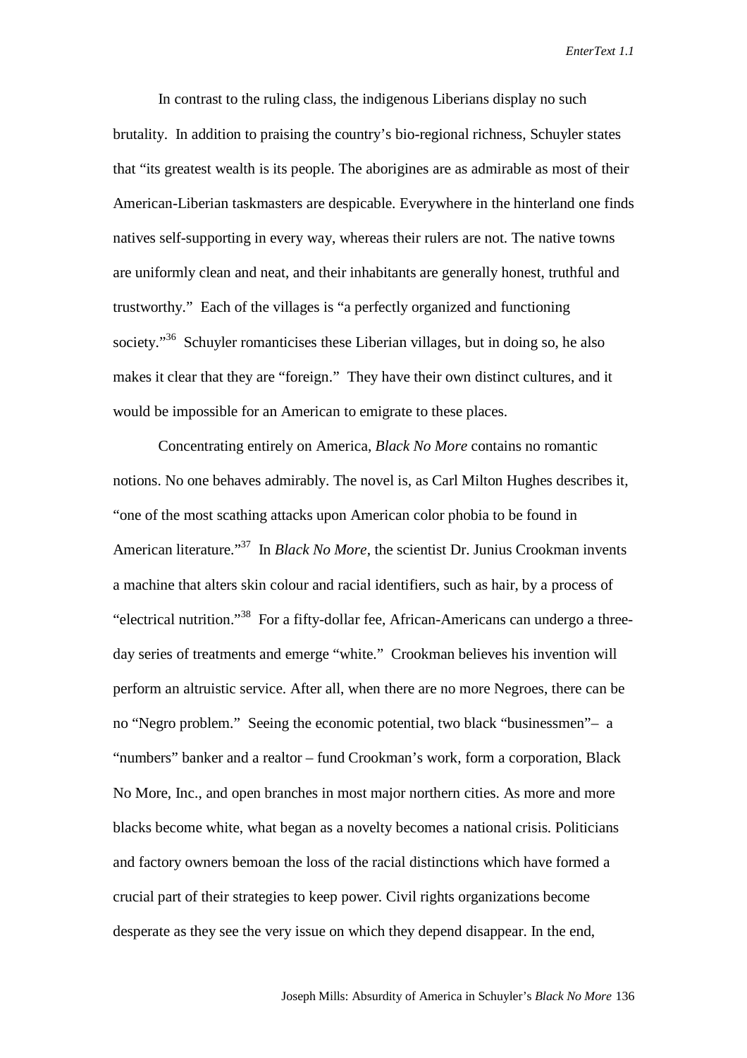In contrast to the ruling class, the indigenous Liberians display no such brutality. In addition to praising the country's bio-regional richness, Schuyler states that "its greatest wealth is its people. The aborigines are as admirable as most of their American-Liberian taskmasters are despicable. Everywhere in the hinterland one finds natives self-supporting in every way, whereas their rulers are not. The native towns are uniformly clean and neat, and their inhabitants are generally honest, truthful and trustworthy." Each of the villages is "a perfectly organized and functioning society."[36] Schuyler romanticises these Liberian villages, but in doing so, he also makes it clear that they are "foreign." They have their own distinct cultures, and it would be impossible for an American to emigrate to these places.

Concentrating entirely on America, *Black No More* contains no romantic notions. No one behaves admirably. The novel is, as Carl Milton Hughes describes it, "one of the most scathing attacks upon American color phobia to be found in American literature."[37] In *Black No More*, the scientist Dr. Junius Crookman invents a machine that alters skin colour and racial identifiers, such as hair, by a process of "electrical nutrition."[38] For a fifty-dollar fee, African-Americans can undergo a three-day series of treatments and emerge "white." Crookman believes his invention will perform an altruistic service. After all, when there are no more Negroes, there can be no "Negro problem." Seeing the economic potential, two black "businessmen"– a "numbers" banker and a realtor – fund Crookman's work, form a corporation, Black No More, Inc., and open branches in most major northern cities. As more and more blacks become white, what began as a novelty becomes a national crisis. Politicians and factory owners bemoan the loss of the racial distinctions which have formed a crucial part of their strategies to keep power. Civil rights organizations become desperate as they see the very issue on which they depend disappear. In the end,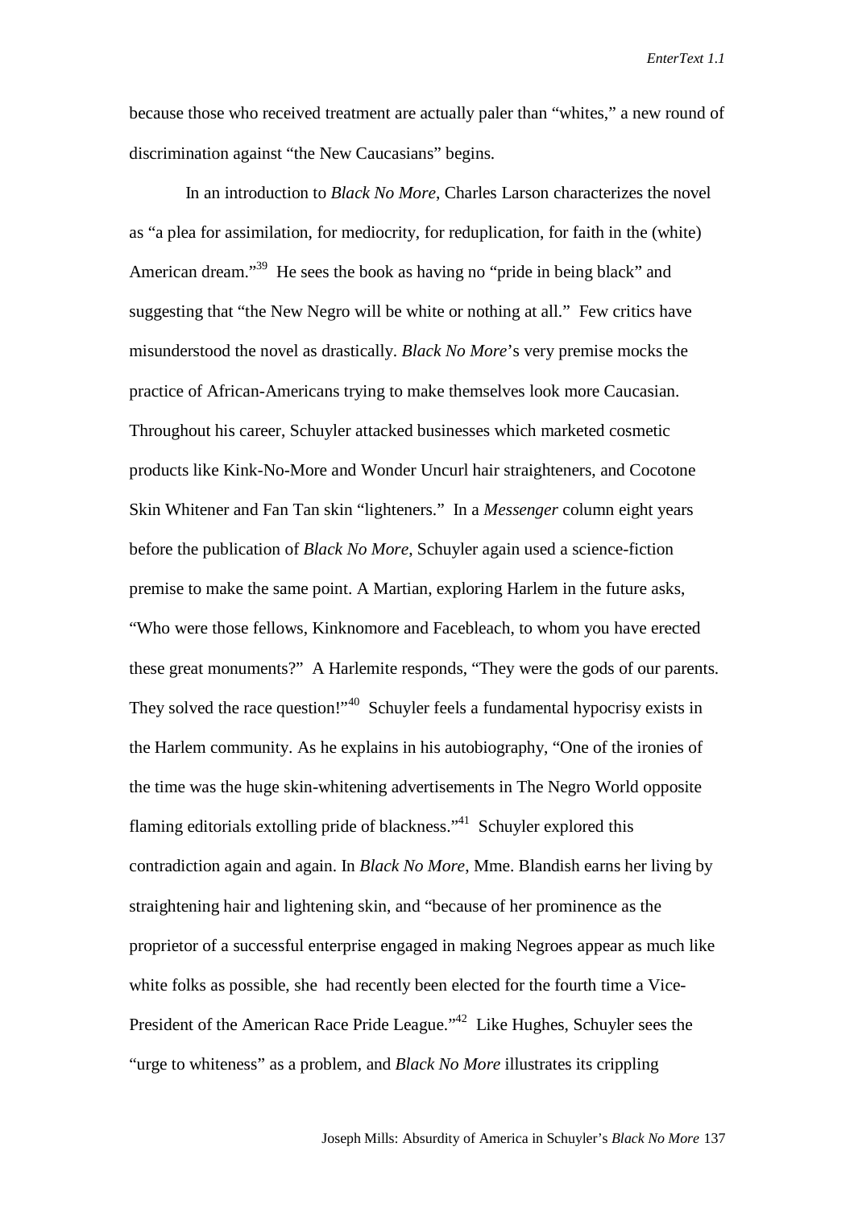because those who received treatment are actually paler than "whites," a new round of discrimination against "the New Caucasians" begins.

In an introduction to *Black No More*, Charles Larson characterizes the novel as "a plea for assimilation, for mediocrity, for reduplication, for faith in the (white) American dream."[39] He sees the book as having no "pride in being black" and suggesting that "the New Negro will be white or nothing at all." Few critics have misunderstood the novel as drastically. *Black No More*'s very premise mocks the practice of African-Americans trying to make themselves look more Caucasian. Throughout his career, Schuyler attacked businesses which marketed cosmetic products like Kink-No-More and Wonder Uncurl hair straighteners, and Cocotone Skin Whitener and Fan Tan skin "lighteners." In a *Messenger* column eight years before the publication of *Black No More*, Schuyler again used a science-fiction premise to make the same point. A Martian, exploring Harlem in the future asks, "Who were those fellows, Kinknomore and Facebleach, to whom you have erected these great monuments?" A Harlemite responds, "They were the gods of our parents. They solved the race question!"[40] Schuyler feels a fundamental hypocrisy exists in the Harlem community. As he explains in his autobiography, "One of the ironies of the time was the huge skin-whitening advertisements in The Negro World opposite flaming editorials extolling pride of blackness."[41] Schuyler explored this contradiction again and again. In *Black No More*, Mme. Blandish earns her living by straightening hair and lightening skin, and "because of her prominence as the proprietor of a successful enterprise engaged in making Negroes appear as much like white folks as possible, she had recently been elected for the fourth time a Vice-President of the American Race Pride League."[42] Like Hughes, Schuyler sees the "urge to whiteness" as a problem, and *Black No More* illustrates its crippling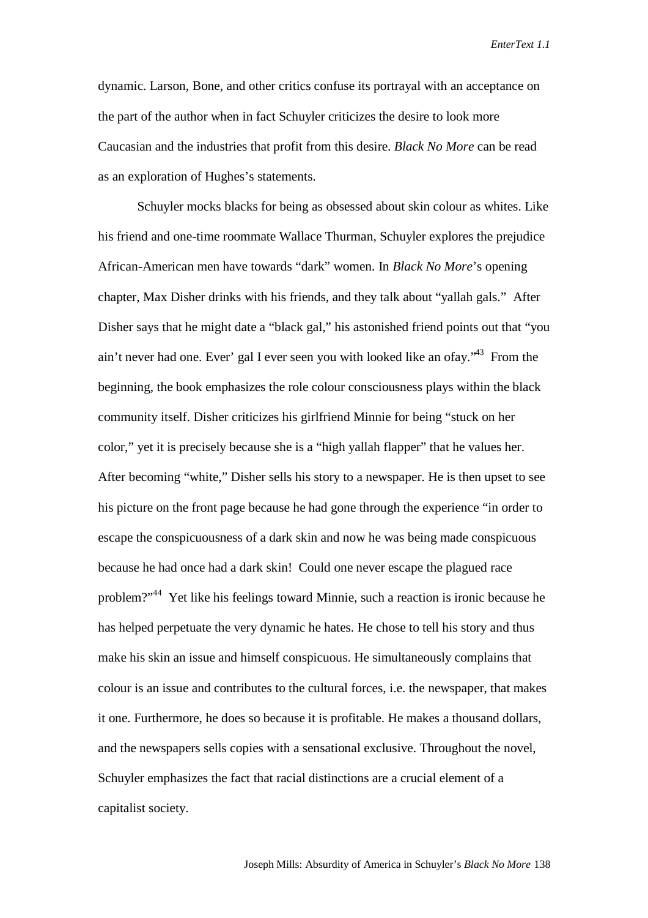dynamic. Larson, Bone, and other critics confuse its portrayal with an acceptance on the part of the author when in fact Schuyler criticizes the desire to look more Caucasian and the industries that profit from this desire. *Black No More* can be read as an exploration of Hughes's statements.

Schuyler mocks blacks for being as obsessed about skin colour as whites. Like his friend and one-time roommate Wallace Thurman, Schuyler explores the prejudice African-American men have towards "dark" women. In *Black No More*'s opening chapter, Max Disher drinks with his friends, and they talk about "yallah gals." After Disher says that he might date a "black gal," his astonished friend points out that "you ain't never had one. Ever' gal I ever seen you with looked like an ofay."[43] From the beginning, the book emphasizes the role colour consciousness plays within the black community itself. Disher criticizes his girlfriend Minnie for being "stuck on her color," yet it is precisely because she is a "high yallah flapper" that he values her. After becoming "white," Disher sells his story to a newspaper. He is then upset to see his picture on the front page because he had gone through the experience "in order to escape the conspicuousness of a dark skin and now he was being made conspicuous because he had once had a dark skin! Could one never escape the plagued race problem?"[44] Yet like his feelings toward Minnie, such a reaction is ironic because he has helped perpetuate the very dynamic he hates. He chose to tell his story and thus make his skin an issue and himself conspicuous. He simultaneously complains that colour is an issue and contributes to the cultural forces, i.e. the newspaper, that makes it one. Furthermore, he does so because it is profitable. He makes a thousand dollars, and the newspapers sells copies with a sensational exclusive. Throughout the novel, Schuyler emphasizes the fact that racial distinctions are a crucial element of a capitalist society.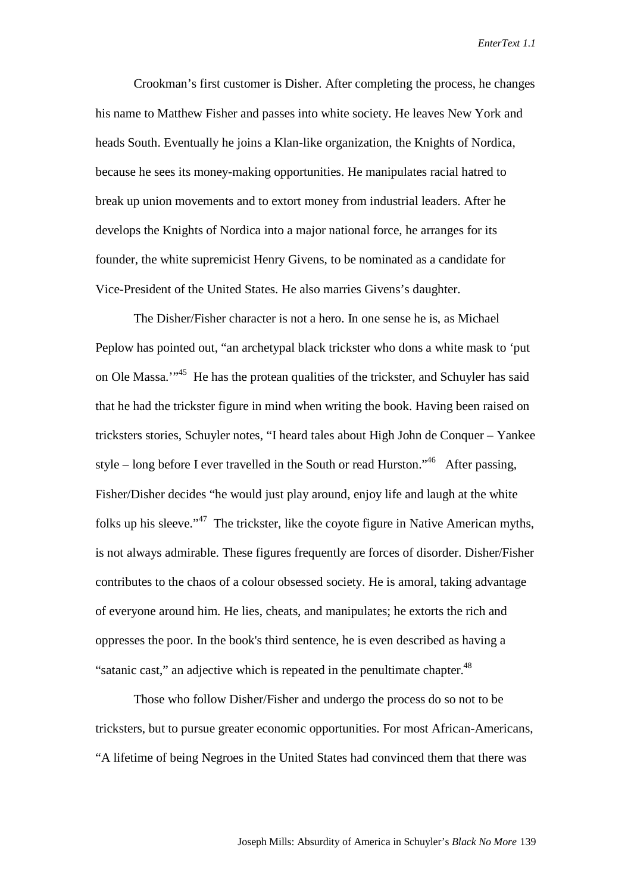Crookman's first customer is Disher. After completing the process, he changes his name to Matthew Fisher and passes into white society. He leaves New York and heads South. Eventually he joins a Klan-like organization, the Knights of Nordica, because he sees its money-making opportunities. He manipulates racial hatred to break up union movements and to extort money from industrial leaders. After he develops the Knights of Nordica into a major national force, he arranges for its founder, the white supremicist Henry Givens, to be nominated as a candidate for Vice-President of the United States. He also marries Givens's daughter.

The Disher/Fisher character is not a hero. In one sense he is, as Michael Peplow has pointed out, "an archetypal black trickster who dons a white mask to 'put on Ole Massa.'"[45] He has the protean qualities of the trickster, and Schuyler has said that he had the trickster figure in mind when writing the book. Having been raised on tricksters stories, Schuyler notes, "I heard tales about High John de Conquer – Yankee style – long before I ever travelled in the South or read Hurston."[46] After passing, Fisher/Disher decides "he would just play around, enjoy life and laugh at the white folks up his sleeve."[47] The trickster, like the coyote figure in Native American myths, is not always admirable. These figures frequently are forces of disorder. Disher/Fisher contributes to the chaos of a colour obsessed society. He is amoral, taking advantage of everyone around him. He lies, cheats, and manipulates; he extorts the rich and oppresses the poor. In the book's third sentence, he is even described as having a "satanic cast," an adjective which is repeated in the penultimate chapter.[48]

Those who follow Disher/Fisher and undergo the process do so not to be tricksters, but to pursue greater economic opportunities. For most African-Americans, "A lifetime of being Negroes in the United States had convinced them that there was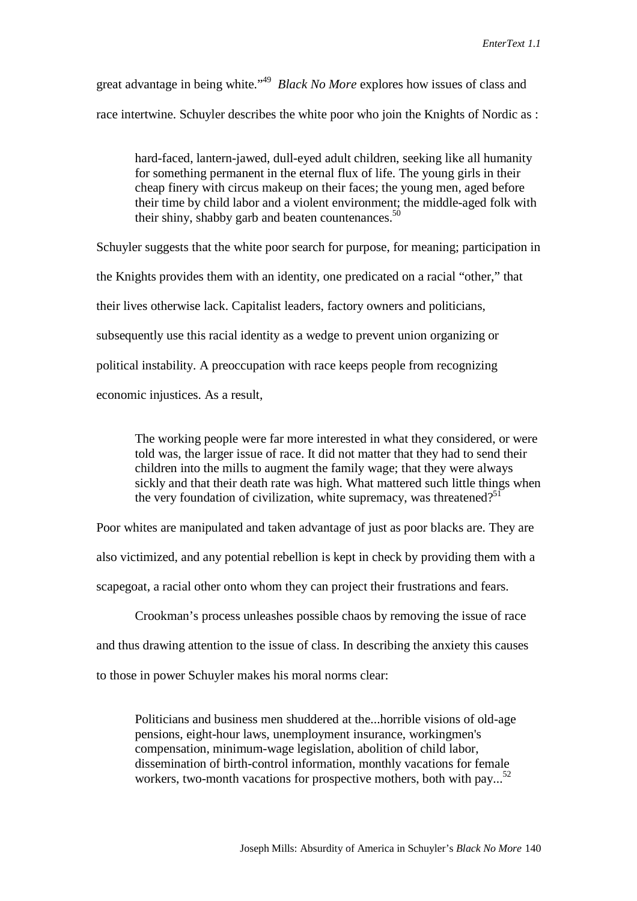great advantage in being white."[49] *Black No More* explores how issues of class and race intertwine. Schuyler describes the white poor who join the Knights of Nordic as :

> hard-faced, lantern-jawed, dull-eyed adult children, seeking like all humanity for something permanent in the eternal flux of life. The young girls in their cheap finery with circus makeup on their faces; the young men, aged before their time by child labor and a violent environment; the middle-aged folk with their shiny, shabby garb and beaten countenances.[50]

Schuyler suggests that the white poor search for purpose, for meaning; participation in the Knights provides them with an identity, one predicated on a racial "other," that their lives otherwise lack. Capitalist leaders, factory owners and politicians, subsequently use this racial identity as a wedge to prevent union organizing or political instability. A preoccupation with race keeps people from recognizing economic injustices. As a result,

> The working people were far more interested in what they considered, or were told was, the larger issue of race. It did not matter that they had to send their children into the mills to augment the family wage; that they were always sickly and that their death rate was high. What mattered such little things when the very foundation of civilization, white supremacy, was threatened?[51]

Poor whites are manipulated and taken advantage of just as poor blacks are. They are also victimized, and any potential rebellion is kept in check by providing them with a scapegoat, a racial other onto whom they can project their frustrations and fears.

Crookman's process unleashes possible chaos by removing the issue of race and thus drawing attention to the issue of class. In describing the anxiety this causes to those in power Schuyler makes his moral norms clear:

> Politicians and business men shuddered at the...horrible visions of old-age pensions, eight-hour laws, unemployment insurance, workingmen's compensation, minimum-wage legislation, abolition of child labor, dissemination of birth-control information, monthly vacations for female workers, two-month vacations for prospective mothers, both with pay...[52]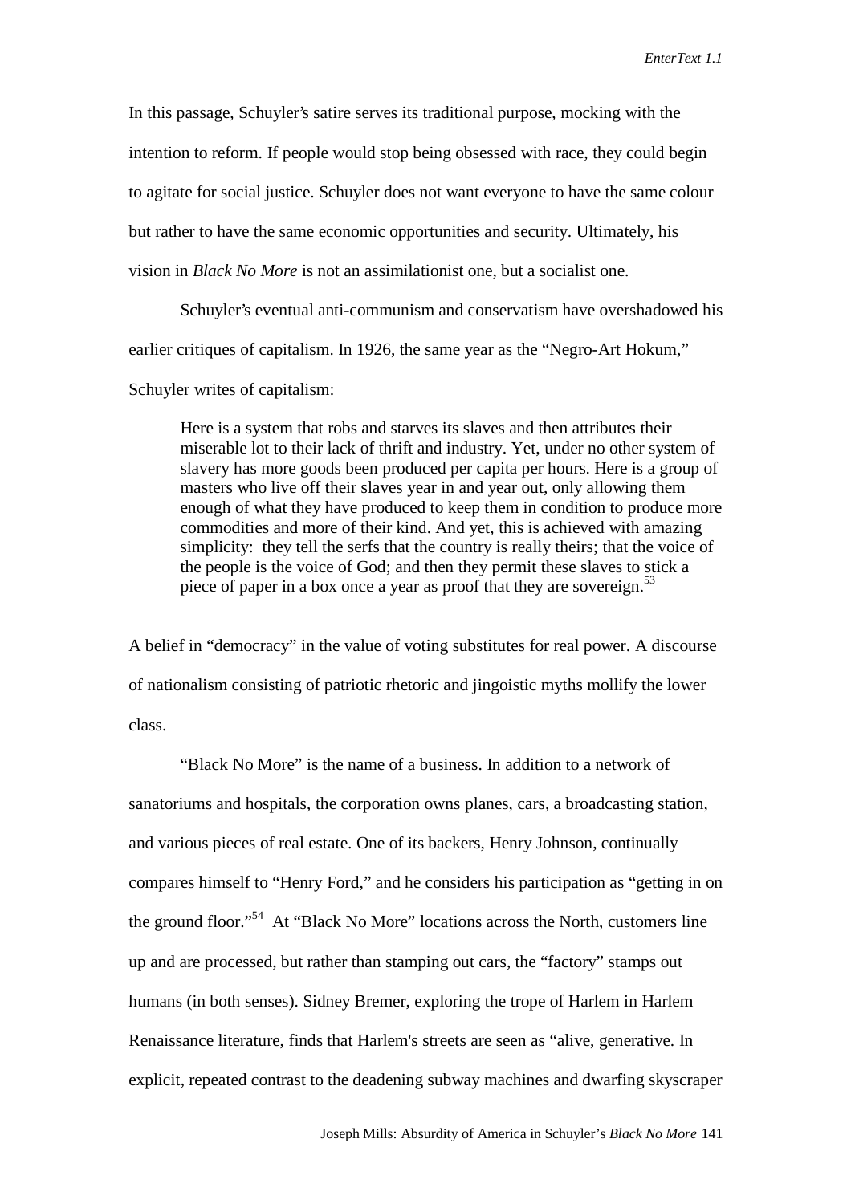In this passage, Schuyler's satire serves its traditional purpose, mocking with the intention to reform. If people would stop being obsessed with race, they could begin to agitate for social justice. Schuyler does not want everyone to have the same colour but rather to have the same economic opportunities and security. Ultimately, his vision in *Black No More* is not an assimilationist one, but a socialist one.

Schuyler's eventual anti-communism and conservatism have overshadowed his earlier critiques of capitalism. In 1926, the same year as the "Negro-Art Hokum," Schuyler writes of capitalism:

> Here is a system that robs and starves its slaves and then attributes their miserable lot to their lack of thrift and industry. Yet, under no other system of slavery has more goods been produced per capita per hours. Here is a group of masters who live off their slaves year in and year out, only allowing them enough of what they have produced to keep them in condition to produce more commodities and more of their kind. And yet, this is achieved with amazing simplicity: they tell the serfs that the country is really theirs; that the voice of the people is the voice of God; and then they permit these slaves to stick a piece of paper in a box once a year as proof that they are sovereign.[53]

A belief in "democracy" in the value of voting substitutes for real power. A discourse of nationalism consisting of patriotic rhetoric and jingoistic myths mollify the lower class.

"Black No More" is the name of a business. In addition to a network of sanatoriums and hospitals, the corporation owns planes, cars, a broadcasting station, and various pieces of real estate. One of its backers, Henry Johnson, continually compares himself to "Henry Ford," and he considers his participation as "getting in on the ground floor."[54] At "Black No More" locations across the North, customers line up and are processed, but rather than stamping out cars, the "factory" stamps out humans (in both senses). Sidney Bremer, exploring the trope of Harlem in Harlem Renaissance literature, finds that Harlem's streets are seen as "alive, generative. In explicit, repeated contrast to the deadening subway machines and dwarfing skyscraper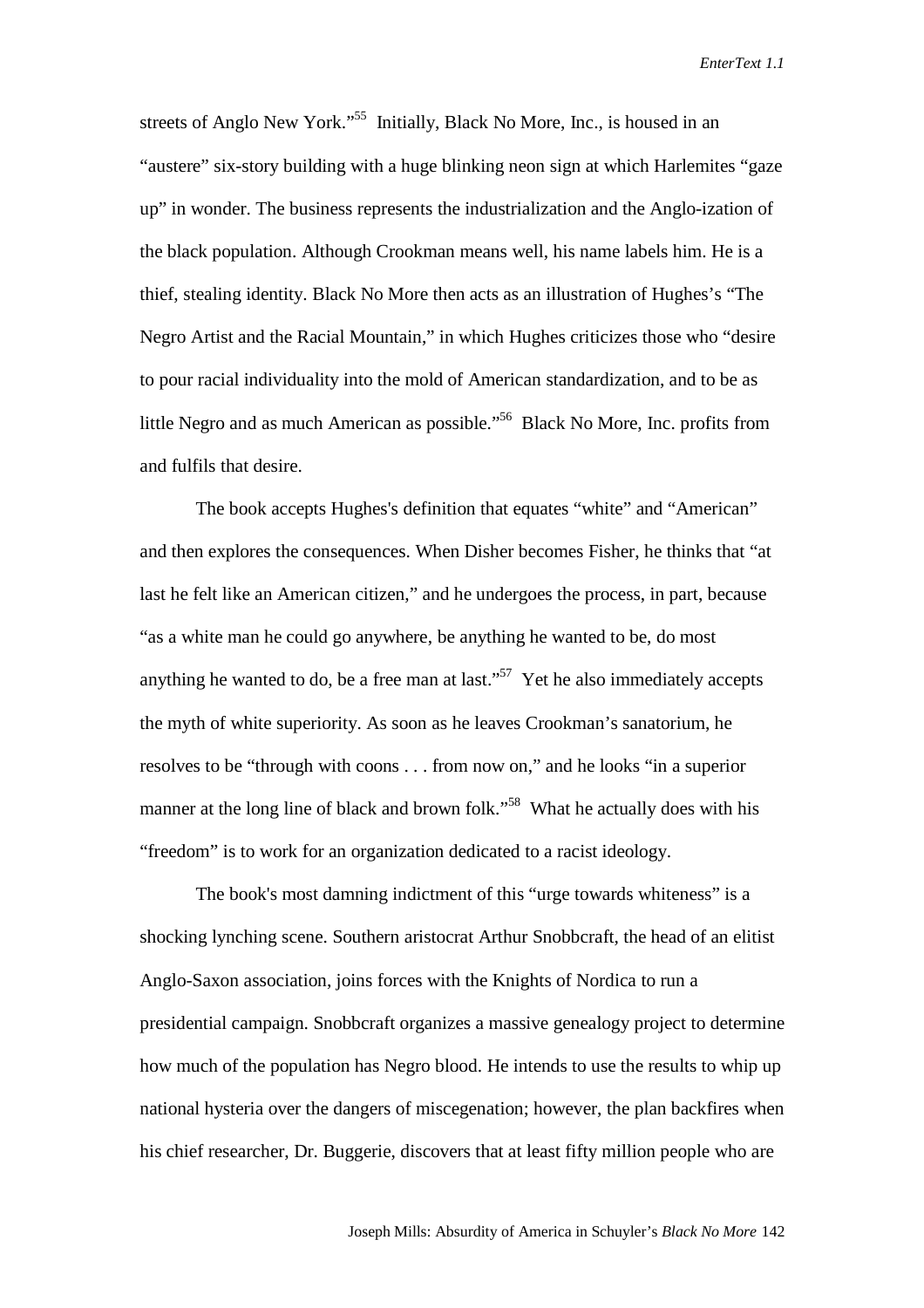streets of Anglo New York."[55] Initially, Black No More, Inc., is housed in an "austere" six-story building with a huge blinking neon sign at which Harlemites "gaze up" in wonder. The business represents the industrialization and the Anglo-ization of the black population. Although Crookman means well, his name labels him. He is a thief, stealing identity. Black No More then acts as an illustration of Hughes's "The Negro Artist and the Racial Mountain," in which Hughes criticizes those who "desire to pour racial individuality into the mold of American standardization, and to be as little Negro and as much American as possible."[56] Black No More, Inc. profits from and fulfils that desire.

The book accepts Hughes's definition that equates "white" and "American" and then explores the consequences. When Disher becomes Fisher, he thinks that "at last he felt like an American citizen," and he undergoes the process, in part, because "as a white man he could go anywhere, be anything he wanted to be, do most anything he wanted to do, be a free man at last."[57] Yet he also immediately accepts the myth of white superiority. As soon as he leaves Crookman's sanatorium, he resolves to be "through with coons . . . from now on," and he looks "in a superior manner at the long line of black and brown folk."[58] What he actually does with his "freedom" is to work for an organization dedicated to a racist ideology.

The book's most damning indictment of this "urge towards whiteness" is a shocking lynching scene. Southern aristocrat Arthur Snobbcraft, the head of an elitist Anglo-Saxon association, joins forces with the Knights of Nordica to run a presidential campaign. Snobbcraft organizes a massive genealogy project to determine how much of the population has Negro blood. He intends to use the results to whip up national hysteria over the dangers of miscegenation; however, the plan backfires when his chief researcher, Dr. Buggerie, discovers that at least fifty million people who are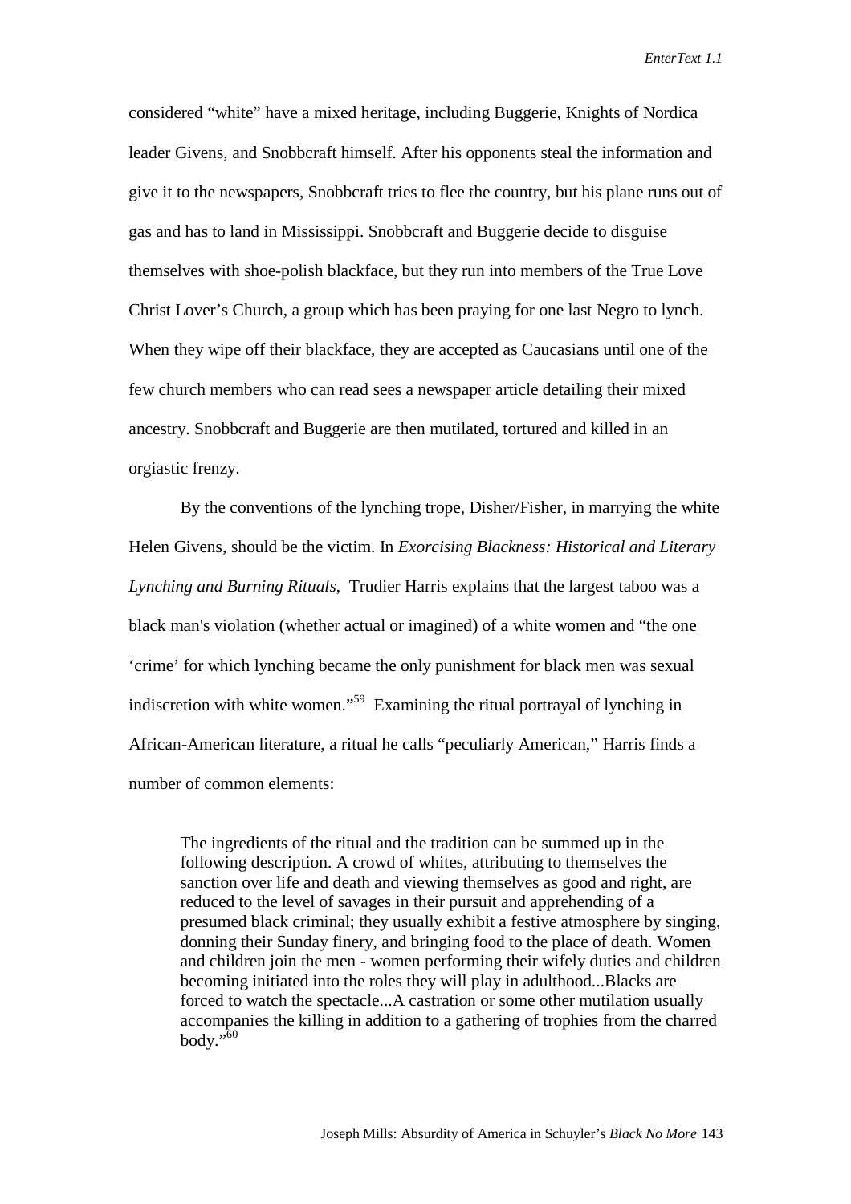considered "white" have a mixed heritage, including Buggerie, Knights of Nordica leader Givens, and Snobbcraft himself. After his opponents steal the information and give it to the newspapers, Snobbcraft tries to flee the country, but his plane runs out of gas and has to land in Mississippi. Snobbcraft and Buggerie decide to disguise themselves with shoe-polish blackface, but they run into members of the True Love Christ Lover's Church, a group which has been praying for one last Negro to lynch. When they wipe off their blackface, they are accepted as Caucasians until one of the few church members who can read sees a newspaper article detailing their mixed ancestry. Snobbcraft and Buggerie are then mutilated, tortured and killed in an orgiastic frenzy.

By the conventions of the lynching trope, Disher/Fisher, in marrying the white Helen Givens, should be the victim. In *Exorcising Blackness: Historical and Literary Lynching and Burning Rituals*, Trudier Harris explains that the largest taboo was a black man's violation (whether actual or imagined) of a white women and "the one 'crime' for which lynching became the only punishment for black men was sexual indiscretion with white women."[59] Examining the ritual portrayal of lynching in African-American literature, a ritual he calls "peculiarly American," Harris finds a number of common elements:

> The ingredients of the ritual and the tradition can be summed up in the following description. A crowd of whites, attributing to themselves the sanction over life and death and viewing themselves as good and right, are reduced to the level of savages in their pursuit and apprehending of a presumed black criminal; they usually exhibit a festive atmosphere by singing, donning their Sunday finery, and bringing food to the place of death. Women and children join the men - women performing their wifely duties and children becoming initiated into the roles they will play in adulthood...Blacks are forced to watch the spectacle...A castration or some other mutilation usually accompanies the killing in addition to a gathering of trophies from the charred body."[60]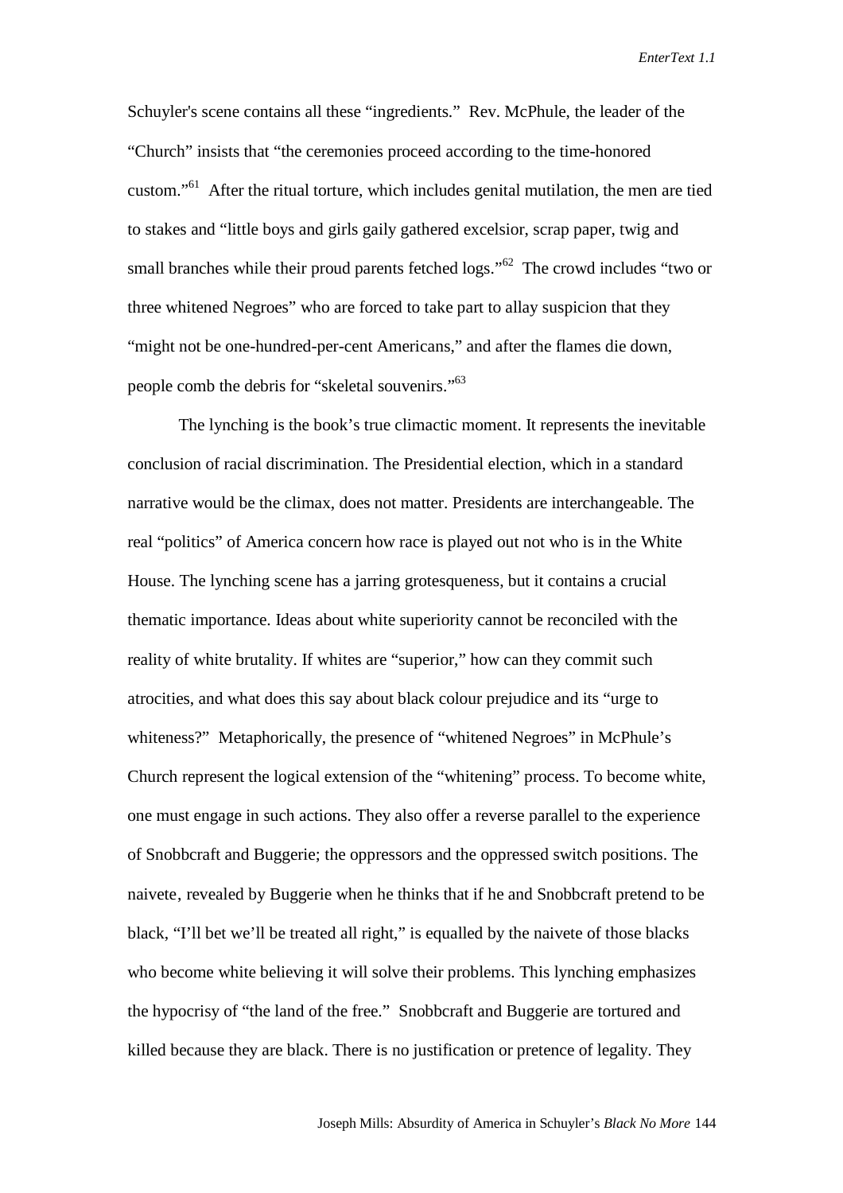Schuyler's scene contains all these "ingredients." Rev. McPhule, the leader of the "Church" insists that "the ceremonies proceed according to the time-honored custom."[61] After the ritual torture, which includes genital mutilation, the men are tied to stakes and "little boys and girls gaily gathered excelsior, scrap paper, twig and small branches while their proud parents fetched logs."[62] The crowd includes "two or three whitened Negroes" who are forced to take part to allay suspicion that they "might not be one-hundred-per-cent Americans," and after the flames die down, people comb the debris for "skeletal souvenirs."[63]

The lynching is the book's true climactic moment. It represents the inevitable conclusion of racial discrimination. The Presidential election, which in a standard narrative would be the climax, does not matter. Presidents are interchangeable. The real "politics" of America concern how race is played out not who is in the White House. The lynching scene has a jarring grotesqueness, but it contains a crucial thematic importance. Ideas about white superiority cannot be reconciled with the reality of white brutality. If whites are "superior," how can they commit such atrocities, and what does this say about black colour prejudice and its "urge to whiteness?" Metaphorically, the presence of "whitened Negroes" in McPhule's Church represent the logical extension of the "whitening" process. To become white, one must engage in such actions. They also offer a reverse parallel to the experience of Snobbcraft and Buggerie; the oppressors and the oppressed switch positions. The naivete, revealed by Buggerie when he thinks that if he and Snobbcraft pretend to be black, "I'll bet we'll be treated all right," is equalled by the naivete of those blacks who become white believing it will solve their problems. This lynching emphasizes the hypocrisy of "the land of the free." Snobbcraft and Buggerie are tortured and killed because they are black. There is no justification or pretence of legality. They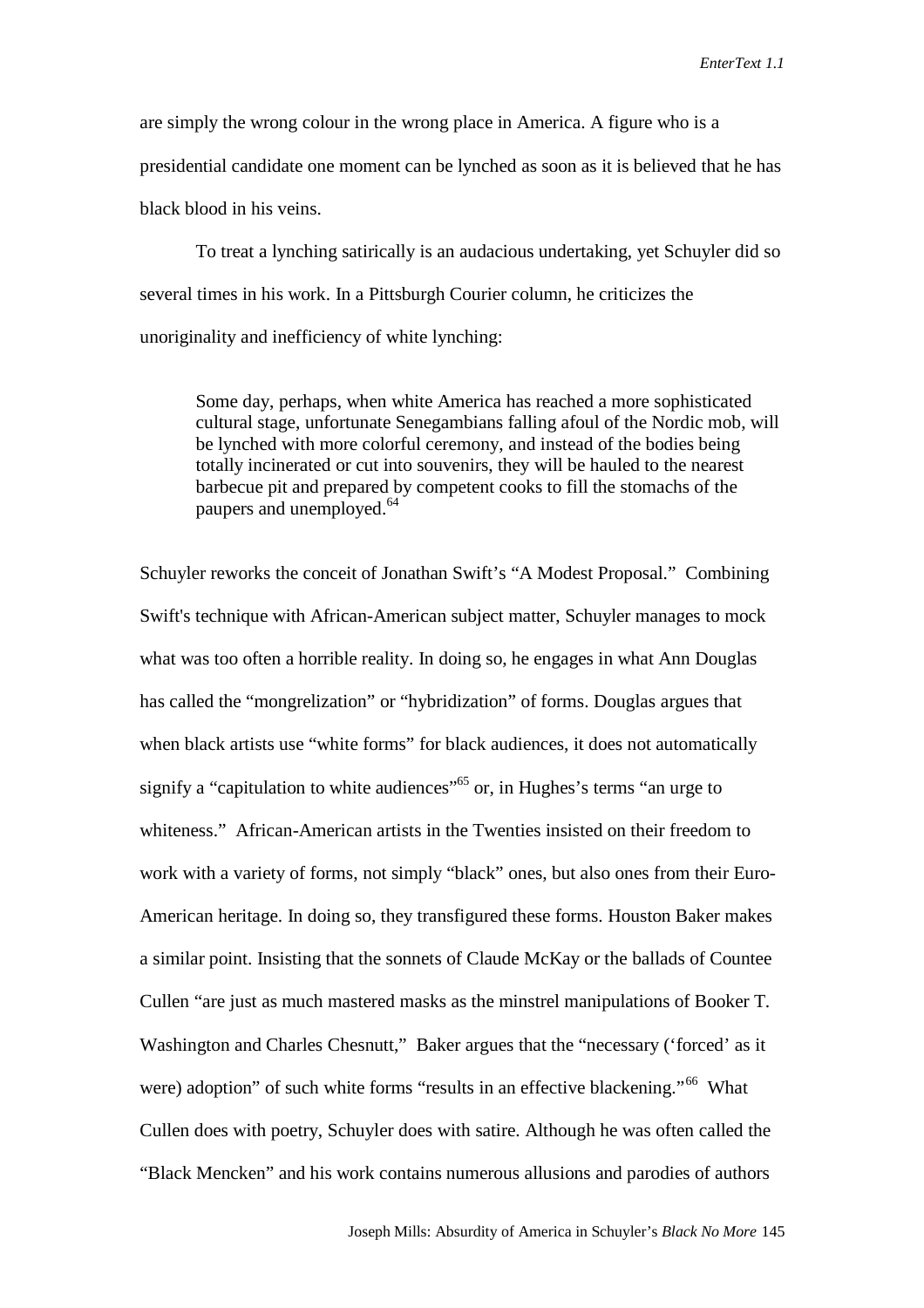are simply the wrong colour in the wrong place in America. A figure who is a presidential candidate one moment can be lynched as soon as it is believed that he has black blood in his veins.

To treat a lynching satirically is an audacious undertaking, yet Schuyler did so several times in his work. In a Pittsburgh Courier column, he criticizes the unoriginality and inefficiency of white lynching:

> Some day, perhaps, when white America has reached a more sophisticated cultural stage, unfortunate Senegambians falling afoul of the Nordic mob, will be lynched with more colorful ceremony, and instead of the bodies being totally incinerated or cut into souvenirs, they will be hauled to the nearest barbecue pit and prepared by competent cooks to fill the stomachs of the paupers and unemployed.[64]

Schuyler reworks the conceit of Jonathan Swift's "A Modest Proposal." Combining Swift's technique with African-American subject matter, Schuyler manages to mock what was too often a horrible reality. In doing so, he engages in what Ann Douglas has called the "mongrelization" or "hybridization" of forms. Douglas argues that when black artists use "white forms" for black audiences, it does not automatically signify a "capitulation to white audiences"[65] or, in Hughes's terms "an urge to whiteness." African-American artists in the Twenties insisted on their freedom to work with a variety of forms, not simply "black" ones, but also ones from their Euro-American heritage. In doing so, they transfigured these forms. Houston Baker makes a similar point. Insisting that the sonnets of Claude McKay or the ballads of Countee Cullen "are just as much mastered masks as the minstrel manipulations of Booker T. Washington and Charles Chesnutt," Baker argues that the "necessary ('forced' as it were) adoption" of such white forms "results in an effective blackening."[66] What Cullen does with poetry, Schuyler does with satire. Although he was often called the "Black Mencken" and his work contains numerous allusions and parodies of authors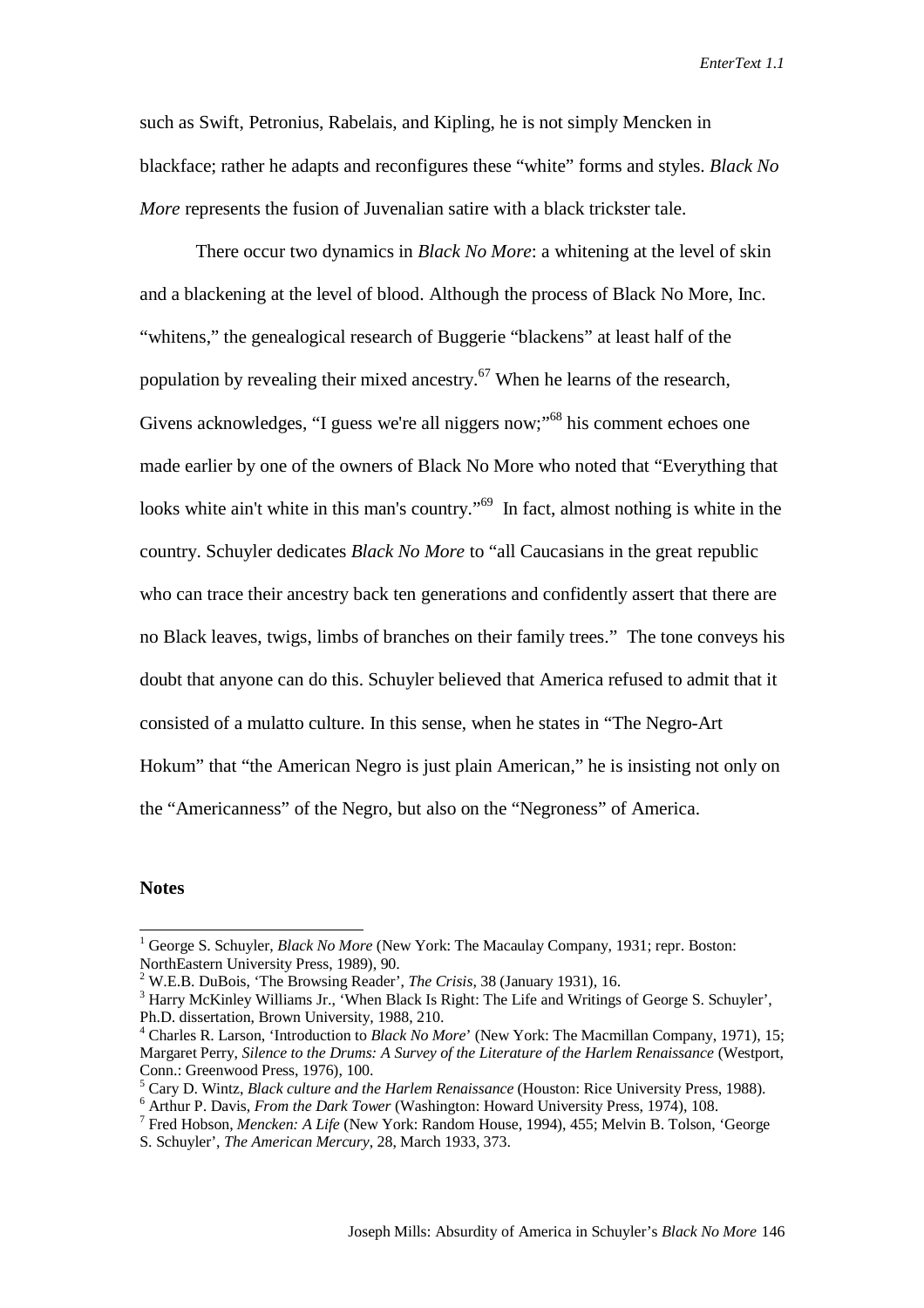such as Swift, Petronius, Rabelais, and Kipling, he is not simply Mencken in blackface; rather he adapts and reconfigures these "white" forms and styles. *Black No More* represents the fusion of Juvenalian satire with a black trickster tale.

There occur two dynamics in *Black No More*: a whitening at the level of skin and a blackening at the level of blood. Although the process of Black No More, Inc. "whitens," the genealogical research of Buggerie "blackens" at least half of the population by revealing their mixed ancestry.[67] When he learns of the research, Givens acknowledges, "I guess we're all niggers now;"[68] his comment echoes one made earlier by one of the owners of Black No More who noted that "Everything that looks white ain't white in this man's country."[69] In fact, almost nothing is white in the country. Schuyler dedicates *Black No More* to "all Caucasians in the great republic who can trace their ancestry back ten generations and confidently assert that there are no Black leaves, twigs, limbs of branches on their family trees." The tone conveys his doubt that anyone can do this. Schuyler believed that America refused to admit that it consisted of a mulatto culture. In this sense, when he states in "The Negro-Art Hokum" that "the American Negro is just plain American," he is insisting not only on the "Americanness" of the Negro, but also on the "Negroness" of America.

**Notes**

[1] George S. Schuyler, *Black No More* (New York: The Macaulay Company, 1931; repr. Boston: NorthEastern University Press, 1989), 90.

[2] W.E.B. DuBois, 'The Browsing Reader', *The Crisis*, 38 (January 1931), 16.

[3] Harry McKinley Williams Jr., 'When Black Is Right: The Life and Writings of George S. Schuyler', Ph.D. dissertation, Brown University, 1988, 210.

[4] Charles R. Larson, 'Introduction to *Black No More*' (New York: The Macmillan Company, 1971), 15; Margaret Perry, *Silence to the Drums: A Survey of the Literature of the Harlem Renaissance* (Westport, Conn.: Greenwood Press, 1976), 100.

[5] Cary D. Wintz, *Black culture and the Harlem Renaissance* (Houston: Rice University Press, 1988).

[6] Arthur P. Davis, *From the Dark Tower* (Washington: Howard University Press, 1974), 108.

[7] Fred Hobson, *Mencken: A Life* (New York: Random House, 1994), 455; Melvin B. Tolson, 'George S. Schuyler', *The American Mercury*, 28, March 1933, 373.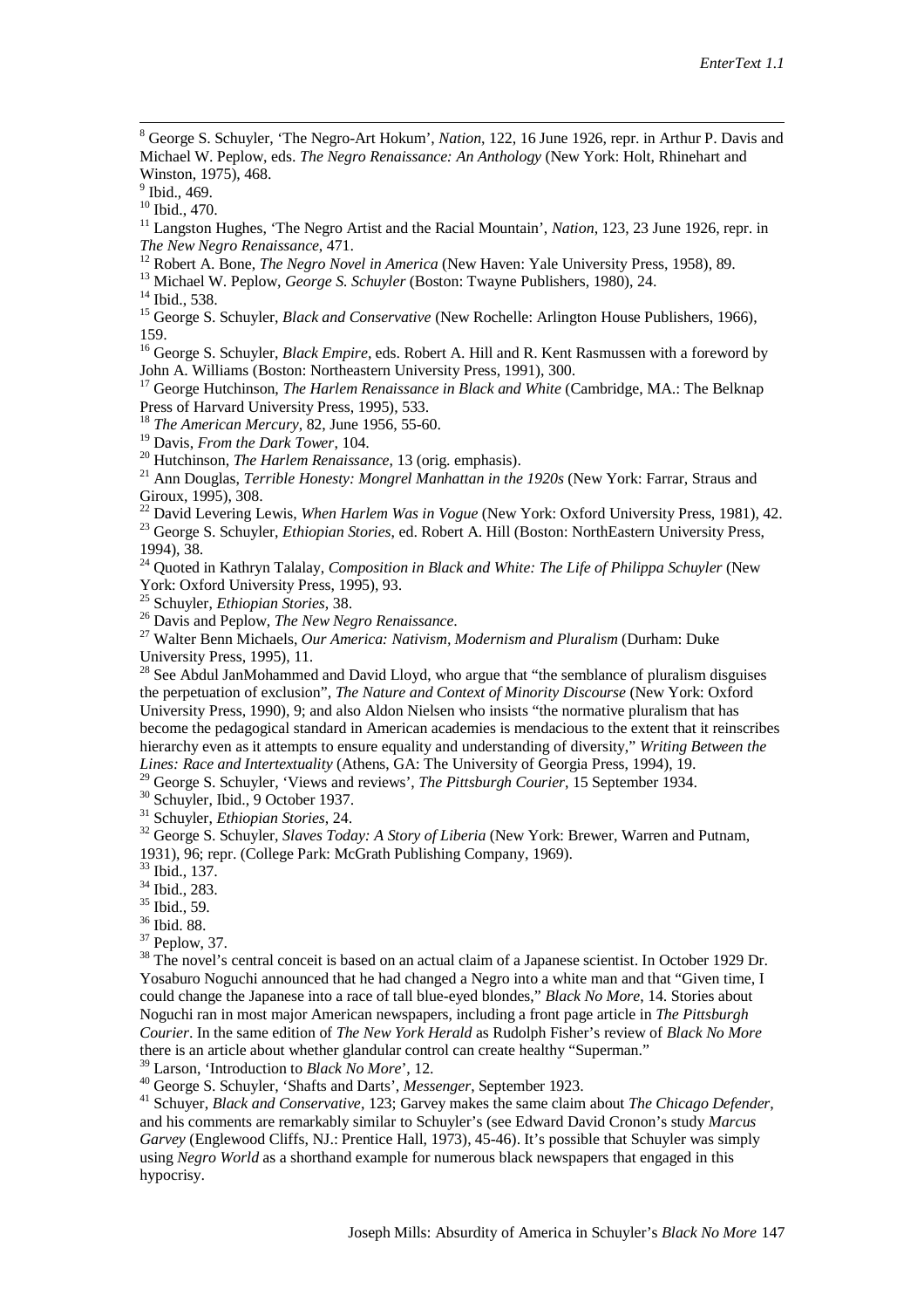[8] George S. Schuyler, 'The Negro-Art Hokum', *Nation*, 122, 16 June 1926, repr. in Arthur P. Davis and Michael W. Peplow, eds. *The Negro Renaissance: An Anthology* (New York: Holt, Rhinehart and Winston, 1975), 468.

[9] Ibid., 469.

[10] Ibid., 470.

[11] Langston Hughes, 'The Negro Artist and the Racial Mountain', *Nation*, 123, 23 June 1926, repr. in *The New Negro Renaissance*, 471.

[12] Robert A. Bone, *The Negro Novel in America* (New Haven: Yale University Press, 1958), 89.

[13] Michael W. Peplow, *George S. Schuyler* (Boston: Twayne Publishers, 1980), 24.

[14] Ibid., 538.

[15] George S. Schuyler, *Black and Conservative* (New Rochelle: Arlington House Publishers, 1966), 159.

[16] George S. Schuyler, *Black Empire*, eds. Robert A. Hill and R. Kent Rasmussen with a foreword by John A. Williams (Boston: Northeastern University Press, 1991), 300.

[17] George Hutchinson, *The Harlem Renaissance in Black and White* (Cambridge, MA.: The Belknap Press of Harvard University Press, 1995), 533.

[18] *The American Mercury*, 82, June 1956, 55-60.

[19] Davis, *From the Dark Tower*, 104.

[20] Hutchinson, *The Harlem Renaissance*, 13 (orig. emphasis).

[21] Ann Douglas, *Terrible Honesty: Mongrel Manhattan in the 1920s* (New York: Farrar, Straus and Giroux, 1995), 308.

[22] David Levering Lewis, *When Harlem Was in Vogue* (New York: Oxford University Press, 1981), 42.

[23] George S. Schuyler, *Ethiopian Stories*, ed. Robert A. Hill (Boston: NorthEastern University Press, 1994), 38.

[24] Quoted in Kathryn Talalay, *Composition in Black and White: The Life of Philippa Schuyler* (New York: Oxford University Press, 1995), 93.

[25] Schuyler, *Ethiopian Stories*, 38.

[26] Davis and Peplow, *The New Negro Renaissance*.

[27] Walter Benn Michaels, *Our America: Nativism, Modernism and Pluralism* (Durham: Duke University Press, 1995), 11.

[28] See Abdul JanMohammed and David Lloyd, who argue that "the semblance of pluralism disguises the perpetuation of exclusion", *The Nature and Context of Minority Discourse* (New York: Oxford University Press, 1990), 9; and also Aldon Nielsen who insists "the normative pluralism that has become the pedagogical standard in American academies is mendacious to the extent that it reinscribes hierarchy even as it attempts to ensure equality and understanding of diversity," *Writing Between the Lines: Race and Intertextuality* (Athens, GA: The University of Georgia Press, 1994), 19.

[29] George S. Schuyler, 'Views and reviews', *The Pittsburgh Courier*, 15 September 1934.

[30] Schuyler, Ibid., 9 October 1937.

[31] Schuyler, *Ethiopian Stories*, 24.

[32] George S. Schuyler, *Slaves Today: A Story of Liberia* (New York: Brewer, Warren and Putnam, 1931), 96; repr. (College Park: McGrath Publishing Company, 1969).

[33] Ibid., 137.

[34] Ibid., 283.

[35] Ibid., 59.

[36] Ibid. 88.

[37] Peplow, 37.

[38] The novel's central conceit is based on an actual claim of a Japanese scientist. In October 1929 Dr. Yosaburo Noguchi announced that he had changed a Negro into a white man and that "Given time, I could change the Japanese into a race of tall blue-eyed blondes," *Black No More*, 14. Stories about Noguchi ran in most major American newspapers, including a front page article in *The Pittsburgh Courier*. In the same edition of *The New York Herald* as Rudolph Fisher's review of *Black No More* there is an article about whether glandular control can create healthy "Superman."

[39] Larson, 'Introduction to *Black No More*', 12.

[40] George S. Schuyler, 'Shafts and Darts', *Messenger*, September 1923.

[41] Schuyer, *Black and Conservative*, 123; Garvey makes the same claim about *The Chicago Defender*, and his comments are remarkably similar to Schuyler's (see Edward David Cronon's study *Marcus Garvey* (Englewood Cliffs, NJ.: Prentice Hall, 1973), 45-46). It's possible that Schuyler was simply using *Negro World* as a shorthand example for numerous black newspapers that engaged in this hypocrisy.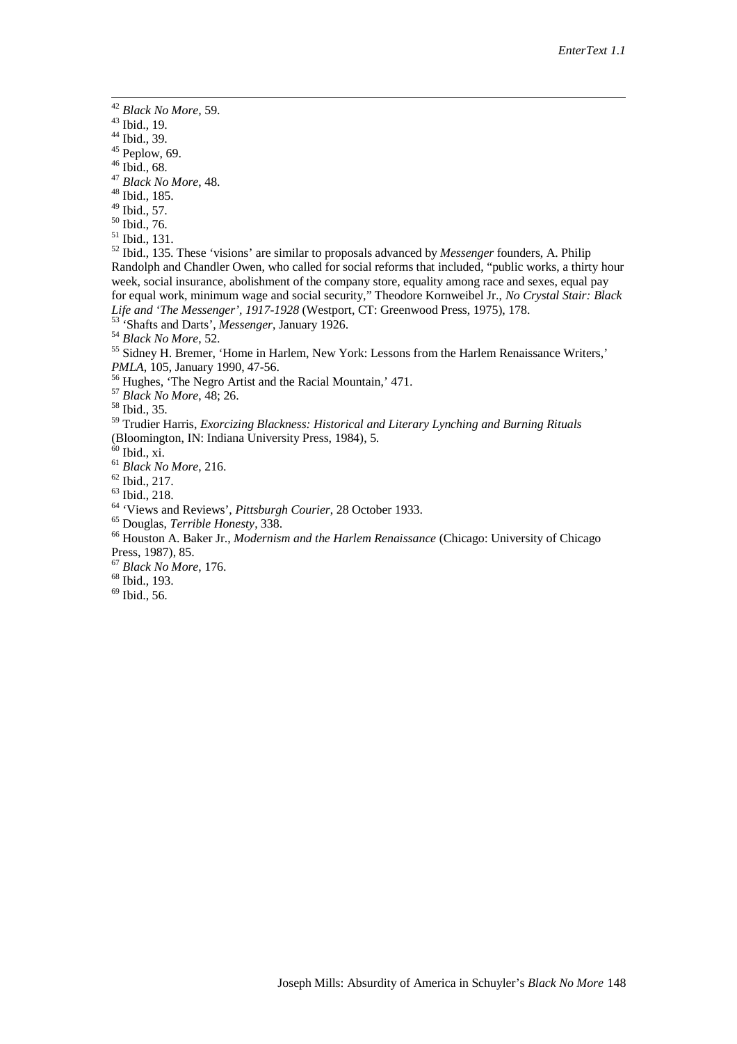[42] *Black No More*, 59.
[43] Ibid., 19.
[44] Ibid., 39.
[45] Peplow, 69.
[46] Ibid., 68.
[47] *Black No More*, 48.
[48] Ibid., 185.
[49] Ibid., 57.
[50] Ibid., 76.
[51] Ibid., 131.
[52] Ibid., 135. These 'visions' are similar to proposals advanced by *Messenger* founders, A. Philip Randolph and Chandler Owen, who called for social reforms that included, "public works, a thirty hour week, social insurance, abolishment of the company store, equality among race and sexes, equal pay for equal work, minimum wage and social security," Theodore Kornweibel Jr., *No Crystal Stair: Black Life and 'The Messenger', 1917-1928* (Westport, CT: Greenwood Press, 1975), 178.
[53] 'Shafts and Darts', *Messenger*, January 1926.
[54] *Black No More*, 52.
[55] Sidney H. Bremer, 'Home in Harlem, New York: Lessons from the Harlem Renaissance Writers,' *PMLA*, 105, January 1990, 47-56.
[56] Hughes, 'The Negro Artist and the Racial Mountain,' 471.
[57] *Black No More*, 48; 26.
[58] Ibid., 35.
[59] Trudier Harris, *Exorcizing Blackness: Historical and Literary Lynching and Burning Rituals* (Bloomington, IN: Indiana University Press, 1984), 5.
[60] Ibid., xi.
[61] *Black No More*, 216.
[62] Ibid., 217.
[63] Ibid., 218.
[64] 'Views and Reviews', *Pittsburgh Courier*, 28 October 1933.
[65] Douglas, *Terrible Honesty*, 338.
[66] Houston A. Baker Jr., *Modernism and the Harlem Renaissance* (Chicago: University of Chicago Press, 1987), 85.
[67] *Black No More*, 176.
[68] Ibid., 193.
[69] Ibid., 56.